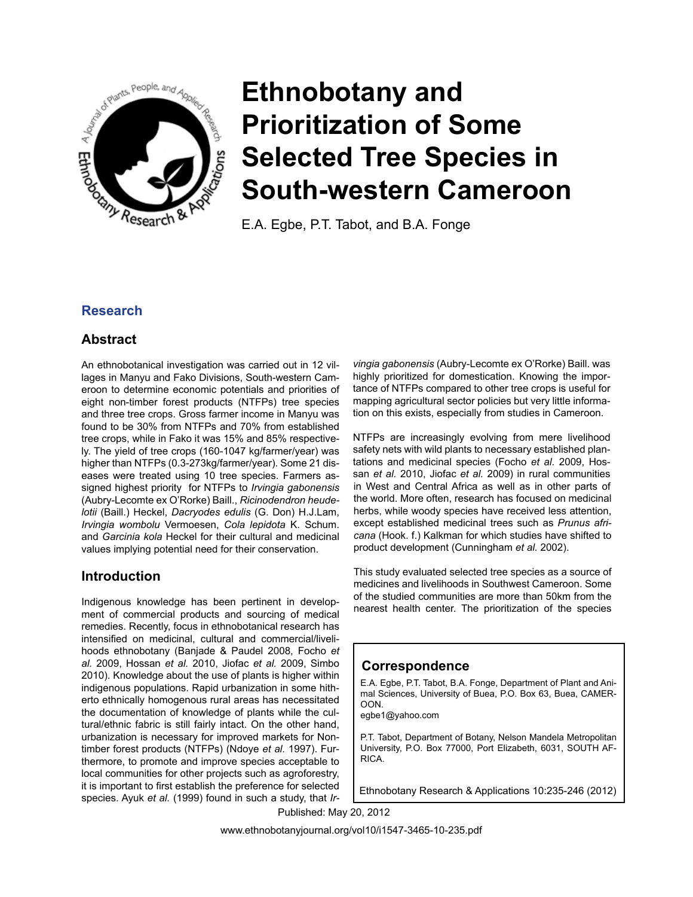# Ethnobotany and Prioritization of Some Selected Tree Species in South-western Cameroon

E.A. Egbe, P.T. Tabot, and B.A. Fonge

## Research

### Abstract

An ethnobotanical investigation was carried out in 12 villages in Manyu and Fako Divisions, South-western Cameroon to determine economic potentials and priorities of eight non-timber forest products (NTFPs) tree species and three tree crops. Gross farmer income in Manyu was found to be 30% from NTFPs and 70% from established tree crops, while in Fako it was 15% and 85% respectively. The yield of tree crops (160-1047 kg/farmer/year) was higher than NTFPs (0.3-273kg/farmer/year). Some 21 diseases were treated using 10 tree species. Farmers assigned highest priority for NTFPs to *Irvingia gabonensis* (Aubry-Lecomte ex O'Rorke) Baill., *Ricinodendron heudelotii* (Baill.) Heckel, *Dacryodes edulis* (G. Don) H.J.Lam, *Irvingia wombolu* Vermoesen, *Cola lepidota* K. Schum. and *Garcinia kola* Heckel for their cultural and medicinal values implying potential need for their conservation.

### Introduction

Indigenous knowledge has been pertinent in development of commercial products and sourcing of medical remedies. Recently, focus in ethnobotanical research has intensified on medicinal, cultural and commercial/livelihoods ethnobotany (Banjade & Paudel 2008, Focho *et al.* 2009, Hossan *et al.* 2010, Jiofac *et al.* 2009, Simbo 2010). Knowledge about the use of plants is higher within indigenous populations. Rapid urbanization in some hitherto ethnically homogenous rural areas has necessitated the documentation of knowledge of plants while the cultural/ethnic fabric is still fairly intact. On the other hand, urbanization is necessary for improved markets for Non-timber forest products (NTFPs) (Ndoye *et al.* 1997). Furthermore, to promote and improve species acceptable to local communities for other projects such as agroforestry, it is important to first establish the preference for selected species. Ayuk *et al.* (1999) found in such a study, that *Irvingia gabonensis* (Aubry-Lecomte ex O'Rorke) Baill. was highly prioritized for domestication. Knowing the importance of NTFPs compared to other tree crops is useful for mapping agricultural sector policies but very little information on this exists, especially from studies in Cameroon.

NTFPs are increasingly evolving from mere livelihood safety nets with wild plants to necessary established plantations and medicinal species (Focho *et al.* 2009, Hossan *et al.* 2010, Jiofac *et al.* 2009) in rural communities in West and Central Africa as well as in other parts of the world. More often, research has focused on medicinal herbs, while woody species have received less attention, except established medicinal trees such as *Prunus africana* (Hook. f.) Kalkman for which studies have shifted to product development (Cunningham *et al.* 2002).

This study evaluated selected tree species as a source of medicines and livelihoods in Southwest Cameroon. Some of the studied communities are more than 50km from the nearest health center. The prioritization of the species

### Correspondence

E.A. Egbe, P.T. Tabot, B.A. Fonge, Department of Plant and Animal Sciences, University of Buea, P.O. Box 63, Buea, CAMEROON.
egbe1@yahoo.com

P.T. Tabot, Department of Botany, Nelson Mandela Metropolitan University, P.O. Box 77000, Port Elizabeth, 6031, SOUTH AFRICA.

Ethnobotany Research & Applications 10:235-246 (2012)

Published: May 20, 2012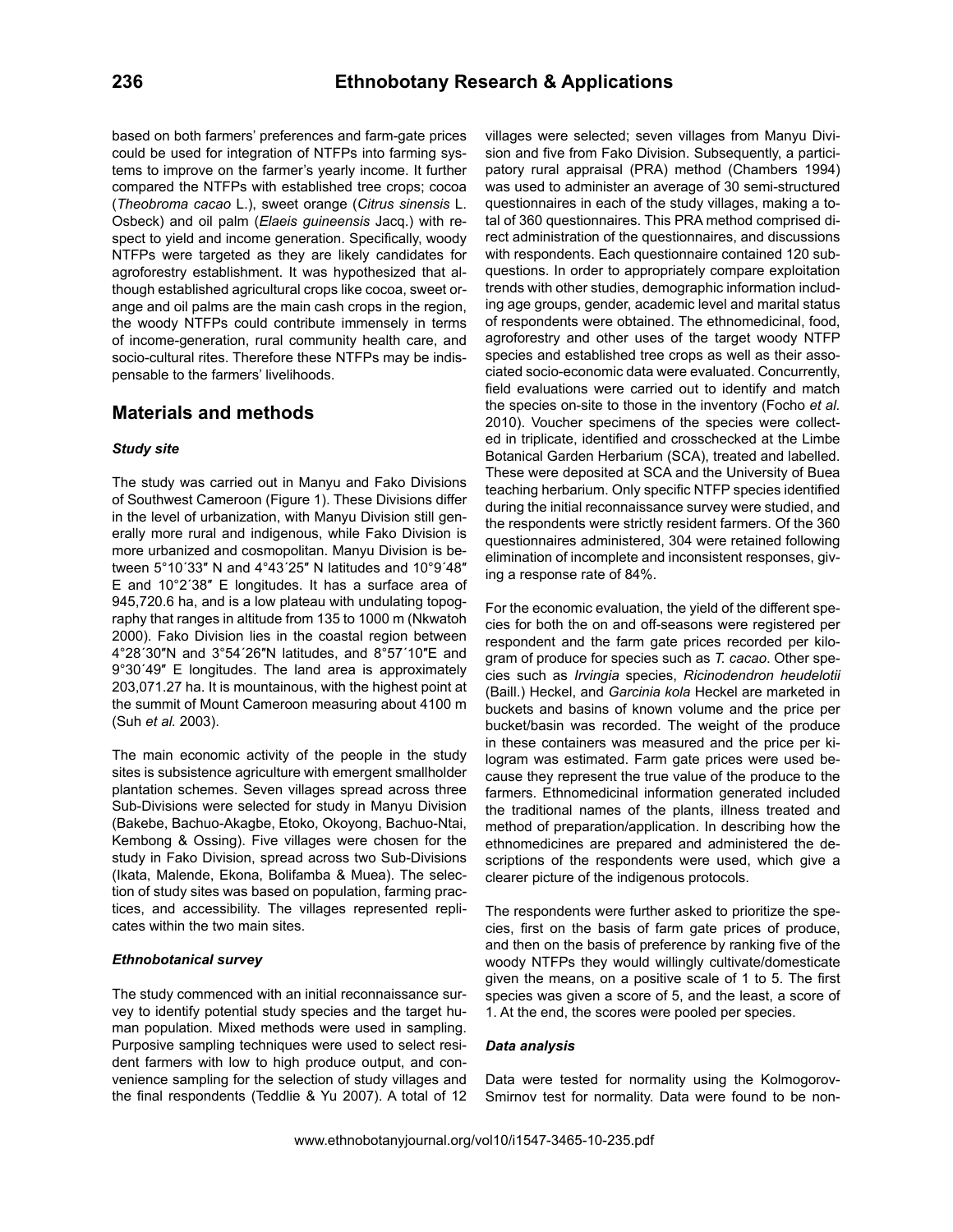based on both farmers' preferences and farm-gate prices could be used for integration of NTFPs into farming systems to improve on the farmer's yearly income. It further compared the NTFPs with established tree crops; cocoa (*Theobroma cacao* L.), sweet orange (*Citrus sinensis* L. Osbeck) and oil palm (*Elaeis guineensis* Jacq.) with respect to yield and income generation. Specifically, woody NTFPs were targeted as they are likely candidates for agroforestry establishment. It was hypothesized that although established agricultural crops like cocoa, sweet orange and oil palms are the main cash crops in the region, the woody NTFPs could contribute immensely in terms of income-generation, rural community health care, and socio-cultural rites. Therefore these NTFPs may be indispensable to the farmers' livelihoods.

## Materials and methods

### *Study site*

The study was carried out in Manyu and Fako Divisions of Southwest Cameroon (Figure 1). These Divisions differ in the level of urbanization, with Manyu Division still generally more rural and indigenous, while Fako Division is more urbanized and cosmopolitan. Manyu Division is between 5°10´33″ N and 4°43´25″ N latitudes and 10°9´48″ E and 10°2´38″ E longitudes. It has a surface area of 945,720.6 ha, and is a low plateau with undulating topography that ranges in altitude from 135 to 1000 m (Nkwatoh 2000). Fako Division lies in the coastal region between 4°28´30″N and 3°54´26″N latitudes, and 8°57´10″E and 9°30´49″ E longitudes. The land area is approximately 203,071.27 ha. It is mountainous, with the highest point at the summit of Mount Cameroon measuring about 4100 m (Suh *et al.* 2003).

The main economic activity of the people in the study sites is subsistence agriculture with emergent smallholder plantation schemes. Seven villages spread across three Sub-Divisions were selected for study in Manyu Division (Bakebe, Bachuo-Akagbe, Etoko, Okoyong, Bachuo-Ntai, Kembong & Ossing). Five villages were chosen for the study in Fako Division, spread across two Sub-Divisions (Ikata, Malende, Ekona, Bolifamba & Muea). The selection of study sites was based on population, farming practices, and accessibility. The villages represented replicates within the two main sites.

### *Ethnobotanical survey*

The study commenced with an initial reconnaissance survey to identify potential study species and the target human population. Mixed methods were used in sampling. Purposive sampling techniques were used to select resident farmers with low to high produce output, and convenience sampling for the selection of study villages and the final respondents (Teddlie & Yu 2007). A total of 12 villages were selected; seven villages from Manyu Division and five from Fako Division. Subsequently, a participatory rural appraisal (PRA) method (Chambers 1994) was used to administer an average of 30 semi-structured questionnaires in each of the study villages, making a total of 360 questionnaires. This PRA method comprised direct administration of the questionnaires, and discussions with respondents. Each questionnaire contained 120 subquestions. In order to appropriately compare exploitation trends with other studies, demographic information including age groups, gender, academic level and marital status of respondents were obtained. The ethnomedicinal, food, agroforestry and other uses of the target woody NTFP species and established tree crops as well as their associated socio-economic data were evaluated. Concurrently, field evaluations were carried out to identify and match the species on-site to those in the inventory (Focho *et al.* 2010). Voucher specimens of the species were collected in triplicate, identified and crosschecked at the Limbe Botanical Garden Herbarium (SCA), treated and labelled. These were deposited at SCA and the University of Buea teaching herbarium. Only specific NTFP species identified during the initial reconnaissance survey were studied, and the respondents were strictly resident farmers. Of the 360 questionnaires administered, 304 were retained following elimination of incomplete and inconsistent responses, giving a response rate of 84%.

For the economic evaluation, the yield of the different species for both the on and off-seasons were registered per respondent and the farm gate prices recorded per kilogram of produce for species such as *T. cacao*. Other species such as *Irvingia* species, *Ricinodendron heudelotii* (Baill.) Heckel, and *Garcinia kola* Heckel are marketed in buckets and basins of known volume and the price per bucket/basin was recorded. The weight of the produce in these containers was measured and the price per kilogram was estimated. Farm gate prices were used because they represent the true value of the produce to the farmers. Ethnomedicinal information generated included the traditional names of the plants, illness treated and method of preparation/application. In describing how the ethnomedicines are prepared and administered the descriptions of the respondents were used, which give a clearer picture of the indigenous protocols.

The respondents were further asked to prioritize the species, first on the basis of farm gate prices of produce, and then on the basis of preference by ranking five of the woody NTFPs they would willingly cultivate/domesticate given the means, on a positive scale of 1 to 5. The first species was given a score of 5, and the least, a score of 1. At the end, the scores were pooled per species.

### *Data analysis*

Data were tested for normality using the Kolmogorov-Smirnov test for normality. Data were found to be non-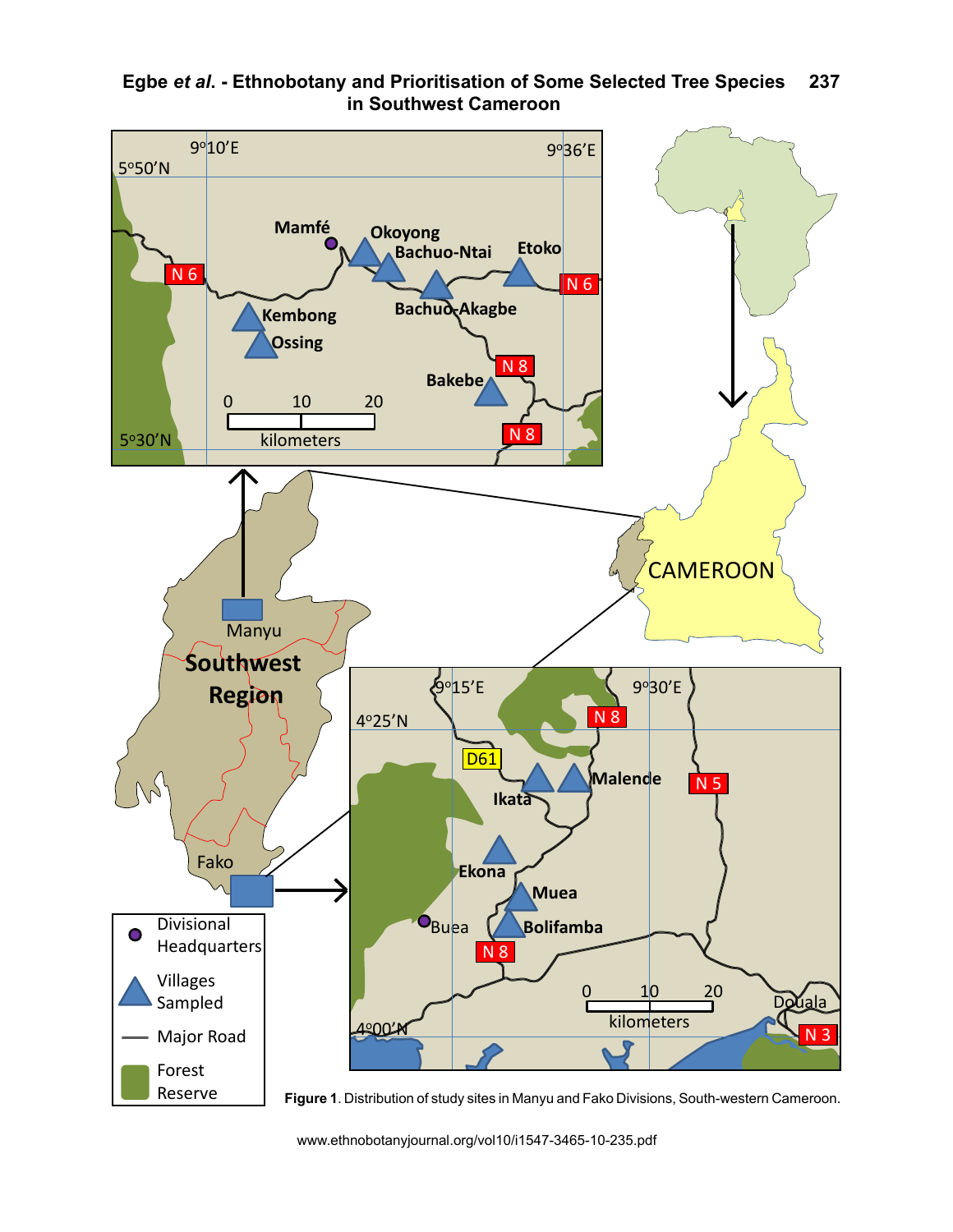**Figure 1**. Distribution of study sites in Manyu and Fako Divisions, South-western Cameroon.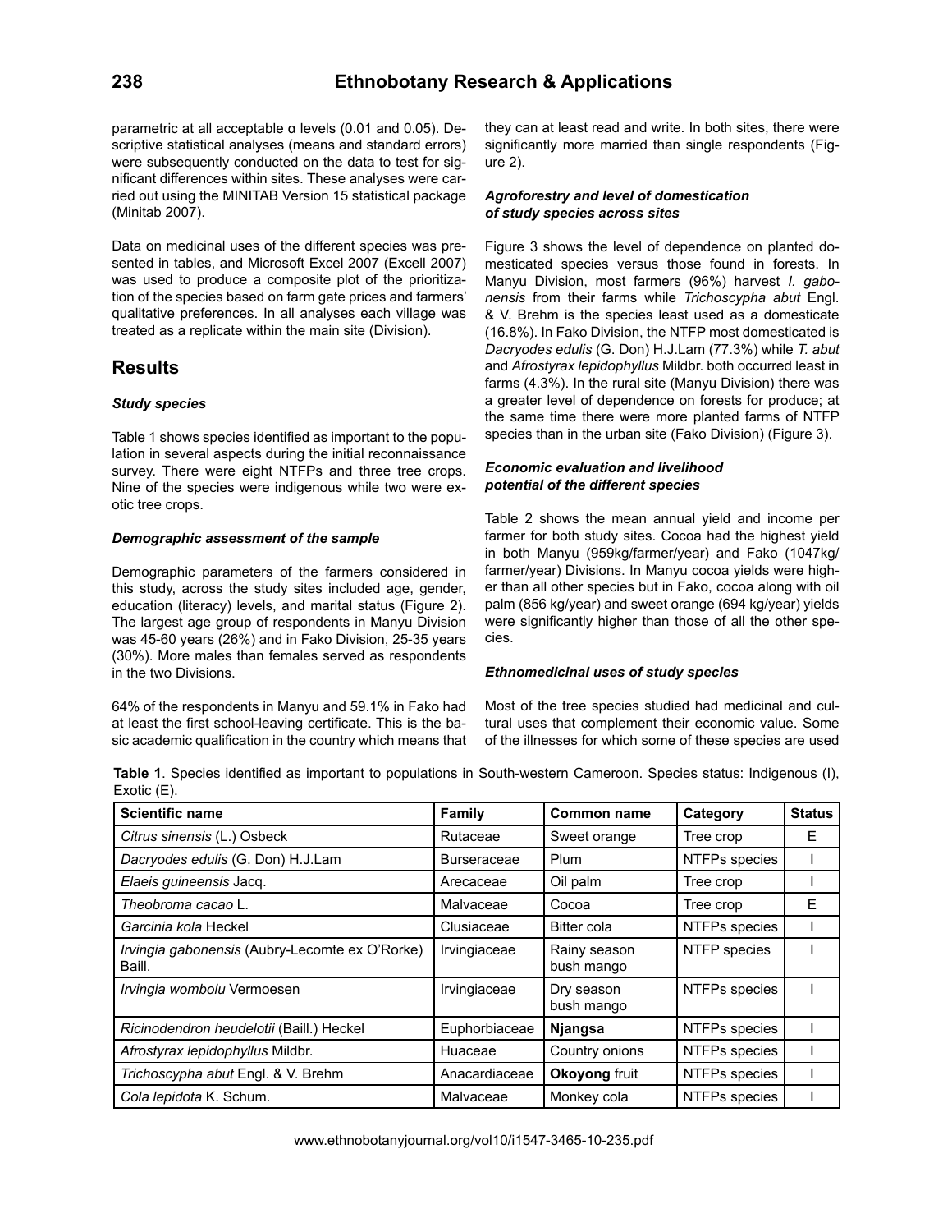parametric at all acceptable α levels (0.01 and 0.05). Descriptive statistical analyses (means and standard errors) were subsequently conducted on the data to test for significant differences within sites. These analyses were carried out using the MINITAB Version 15 statistical package (Minitab 2007).

Data on medicinal uses of the different species was presented in tables, and Microsoft Excel 2007 (Excell 2007) was used to produce a composite plot of the prioritization of the species based on farm gate prices and farmers' qualitative preferences. In all analyses each village was treated as a replicate within the main site (Division).

## Results

### *Study species*

Table 1 shows species identified as important to the population in several aspects during the initial reconnaissance survey. There were eight NTFPs and three tree crops. Nine of the species were indigenous while two were exotic tree crops.

### *Demographic assessment of the sample*

Demographic parameters of the farmers considered in this study, across the study sites included age, gender, education (literacy) levels, and marital status (Figure 2). The largest age group of respondents in Manyu Division was 45-60 years (26%) and in Fako Division, 25-35 years (30%). More males than females served as respondents in the two Divisions.

64% of the respondents in Manyu and 59.1% in Fako had at least the first school-leaving certificate. This is the basic academic qualification in the country which means that they can at least read and write. In both sites, there were significantly more married than single respondents (Figure 2).

### *Agroforestry and level of domestication of study species across sites*

Figure 3 shows the level of dependence on planted domesticated species versus those found in forests. In Manyu Division, most farmers (96%) harvest *I. gabonensis* from their farms while *Trichoscypha abut* Engl. & V. Brehm is the species least used as a domesticate (16.8%). In Fako Division, the NTFP most domesticated is *Dacryodes edulis* (G. Don) H.J.Lam (77.3%) while *T. abut* and *Afrostyrax lepidophyllus* Mildbr. both occurred least in farms (4.3%). In the rural site (Manyu Division) there was a greater level of dependence on forests for produce; at the same time there were more planted farms of NTFP species than in the urban site (Fako Division) (Figure 3).

### *Economic evaluation and livelihood potential of the different species*

Table 2 shows the mean annual yield and income per farmer for both study sites. Cocoa had the highest yield in both Manyu (959kg/farmer/year) and Fako (1047kg/farmer/year) Divisions. In Manyu cocoa yields were higher than all other species but in Fako, cocoa along with oil palm (856 kg/year) and sweet orange (694 kg/year) yields were significantly higher than those of all the other species.

### *Ethnomedicinal uses of study species*

Most of the tree species studied had medicinal and cultural uses that complement their economic value. Some of the illnesses for which some of these species are used

**Table 1**. Species identified as important to populations in South-western Cameroon. Species status: Indigenous (I), Exotic (E).

| Scientific name | Family | Common name | Category | Status |
|---|---|---|---|---|
| *Citrus sinensis* (L.) Osbeck | Rutaceae | Sweet orange | Tree crop | E |
| *Dacryodes edulis* (G. Don) H.J.Lam | Burseraceae | Plum | NTFPs species | I |
| *Elaeis guineensis* Jacq. | Arecaceae | Oil palm | Tree crop | I |
| *Theobroma cacao* L. | Malvaceae | Cocoa | Tree crop | E |
| *Garcinia kola* Heckel | Clusiaceae | Bitter cola | NTFPs species | I |
| *Irvingia gabonensis* (Aubry-Lecomte ex O'Rorke) Baill. | Irvingiaceae | Rainy season bush mango | NTFP species | I |
| *Irvingia wombolu* Vermoesen | Irvingiaceae | Dry season bush mango | NTFPs species | I |
| *Ricinodendron heudelotii* (Baill.) Heckel | Euphorbiaceae | **Njangsa** | NTFPs species | I |
| *Afrostyrax lepidophyllus* Mildbr. | Huaceae | Country onions | NTFPs species | I |
| *Trichoscypha abut* Engl. & V. Brehm | Anacardiaceae | **Okoyong** fruit | NTFPs species | I |
| *Cola lepidota* K. Schum. | Malvaceae | Monkey cola | NTFPs species | I |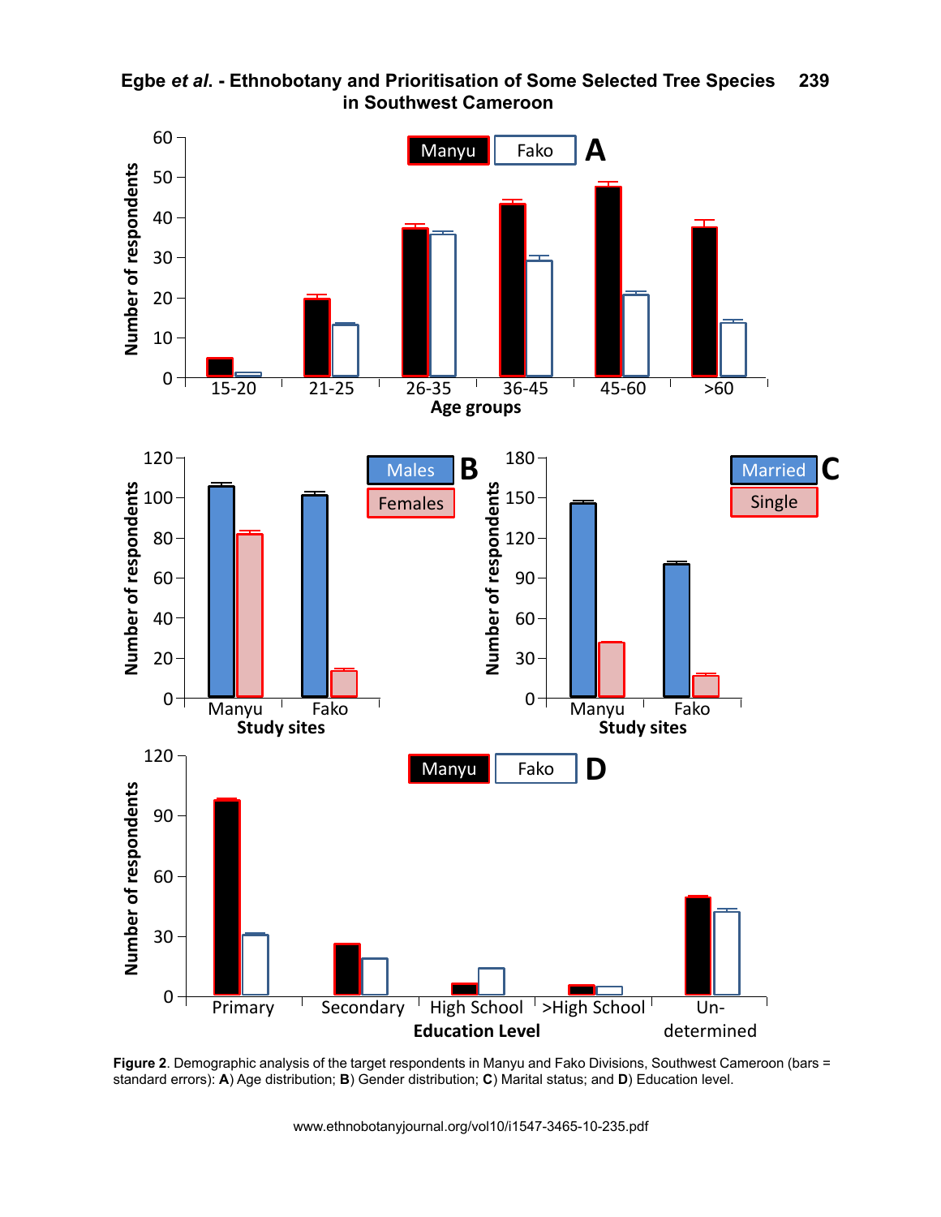**Figure 2**. Demographic analysis of the target respondents in Manyu and Fako Divisions, Southwest Cameroon (bars = standard errors): **A**) Age distribution; **B**) Gender distribution; **C**) Marital status; and **D**) Education level.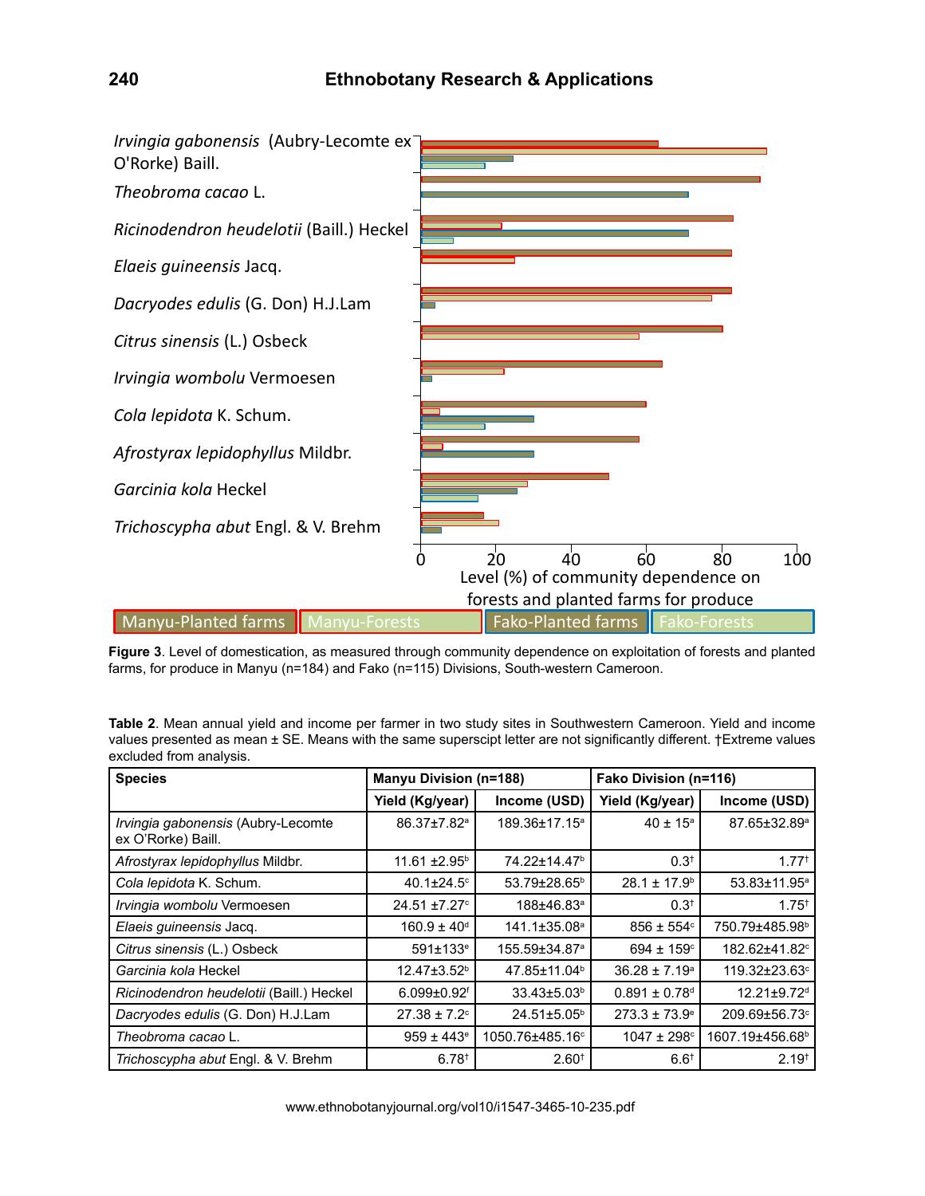Figure 3. Level of domestication, as measured through community dependence on exploitation of forests and planted farms, for produce in Manyu (n=184) and Fako (n=115) Divisions, South-western Cameroon.

Table 2. Mean annual yield and income per farmer in two study sites in Southwestern Cameroon. Yield and income values presented as mean ± SE. Means with the same superscipt letter are not significantly different. †Extreme values excluded from analysis.

| Species | Manyu Division (n=188) | | Fako Division (n=116) | |
|---|---|---|---|---|
| | Yield (Kg/year) | Income (USD) | Yield (Kg/year) | Income (USD) |
| *Irvingia gabonensis* (Aubry-Lecomte ex O'Rorke) Baill. | 86.37±7.82[a] | 189.36±17.15[a] | 40 ± 15[a] | 87.65±32.89[a] |
| *Afrostyrax lepidophyllus* Mildbr. | 11.61 ±2.95[b] | 74.22±14.47[b] | 0.3† | 1.77† |
| *Cola lepidota* K. Schum. | 40.1±24.5[c] | 53.79±28.65[b] | 28.1 ± 17.9[b] | 53.83±11.95[a] |
| *Irvingia wombolu* Vermoesen | 24.51 ±7.27[c] | 188±46.83[a] | 0.3† | 1.75† |
| *Elaeis guineensis* Jacq. | 160.9 ± 40[d] | 141.1±35.08[a] | 856 ± 554[c] | 750.79±485.98[b] |
| *Citrus sinensis* (L.) Osbeck | 591±133[e] | 155.59±34.87[a] | 694 ± 159[c] | 182.62±41.82[c] |
| *Garcinia kola* Heckel | 12.47±3.52[b] | 47.85±11.04[b] | 36.28 ± 7.19[a] | 119.32±23.63[c] |
| *Ricinodendron heudelotii* (Baill.) Heckel | 6.099±0.92[f] | 33.43±5.03[b] | 0.891 ± 0.78[d] | 12.21±9.72[d] |
| *Dacryodes edulis* (G. Don) H.J.Lam | 27.38 ± 7.2[c] | 24.51±5.05[b] | 273.3 ± 73.9[e] | 209.69±56.73[c] |
| *Theobroma cacao* L. | 959 ± 443[e] | 1050.76±485.16[c] | 1047 ± 298[c] | 1607.19±456.68[b] |
| *Trichoscypha abut* Engl. & V. Brehm | 6.78† | 2.60† | 6.6† | 2.19† |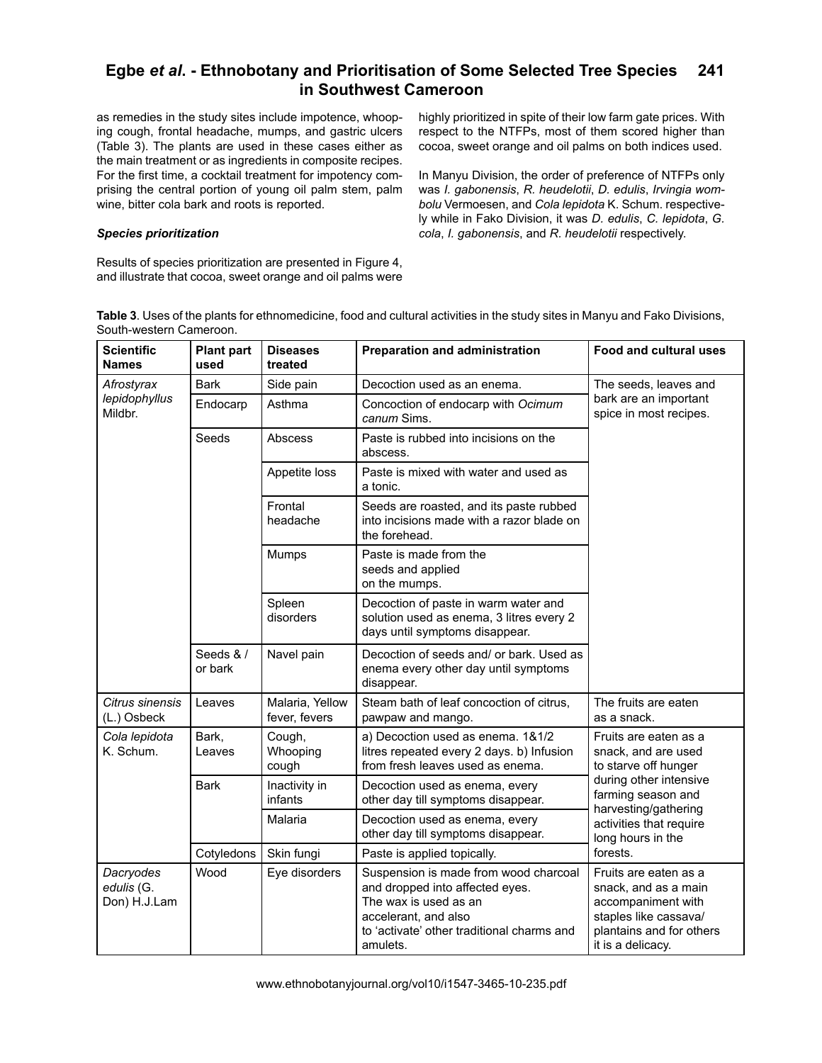as remedies in the study sites include impotence, whooping cough, frontal headache, mumps, and gastric ulcers (Table 3). The plants are used in these cases either as the main treatment or as ingredients in composite recipes. For the first time, a cocktail treatment for impotency comprising the central portion of young oil palm stem, palm wine, bitter cola bark and roots is reported.

### *Species prioritization*

Results of species prioritization are presented in Figure 4, and illustrate that cocoa, sweet orange and oil palms were highly prioritized in spite of their low farm gate prices. With respect to the NTFPs, most of them scored higher than cocoa, sweet orange and oil palms on both indices used.

In Manyu Division, the order of preference of NTFPs only was *I. gabonensis*, *R. heudelotii*, *D. edulis*, *Irvingia wombolu* Vermoesen, and *Cola lepidota* K. Schum. respectively while in Fako Division, it was *D. edulis*, *C. lepidota*, *G. cola*, *I. gabonensis*, and *R. heudelotii* respectively.

**Table 3**. Uses of the plants for ethnomedicine, food and cultural activities in the study sites in Manyu and Fako Divisions, South-western Cameroon.

| Scientific Names | Plant part used | Diseases treated | Preparation and administration | Food and cultural uses |
|---|---|---|---|---|
| *Afrostyrax lepidophyllus* Mildbr. | Bark | Side pain | Decoction used as an enema. | The seeds, leaves and bark are an important spice in most recipes. |
| | Endocarp | Asthma | Concoction of endocarp with *Ocimum canum* Sims. | |
| | Seeds | Abscess | Paste is rubbed into incisions on the abscess. | |
| | | Appetite loss | Paste is mixed with water and used as a tonic. | |
| | | Frontal headache | Seeds are roasted, and its paste rubbed into incisions made with a razor blade on the forehead. | |
| | | Mumps | Paste is made from the seeds and applied on the mumps. | |
| | | Spleen disorders | Decoction of paste in warm water and solution used as enema, 3 litres every 2 days until symptoms disappear. | |
| | Seeds & / or bark | Navel pain | Decoction of seeds and/ or bark. Used as enema every other day until symptoms disappear. | |
| *Citrus sinensis* (L.) Osbeck | Leaves | Malaria, Yellow fever, fevers | Steam bath of leaf concoction of citrus, pawpaw and mango. | The fruits are eaten as a snack. |
| *Cola lepidota* K. Schum. | Bark, Leaves | Cough, Whooping cough | a) Decoction used as enema. 1&1/2 litres repeated every 2 days. b) Infusion from fresh leaves used as enema. | Fruits are eaten as a snack, and are used to starve off hunger during other intensive farming season and harvesting/gathering activities that require long hours in the forests. |
| | Bark | Inactivity in infants | Decoction used as enema, every other day till symptoms disappear. | |
| | | Malaria | Decoction used as enema, every other day till symptoms disappear. | |
| | Cotyledons | Skin fungi | Paste is applied topically. | |
| *Dacryodes edulis* (G. Don) H.J.Lam | Wood | Eye disorders | Suspension is made from wood charcoal and dropped into affected eyes. The wax is used as an accelerant, and also to 'activate' other traditional charms and amulets. | Fruits are eaten as a snack, and as a main accompaniment with staples like cassava/ plantains and for others it is a delicacy. |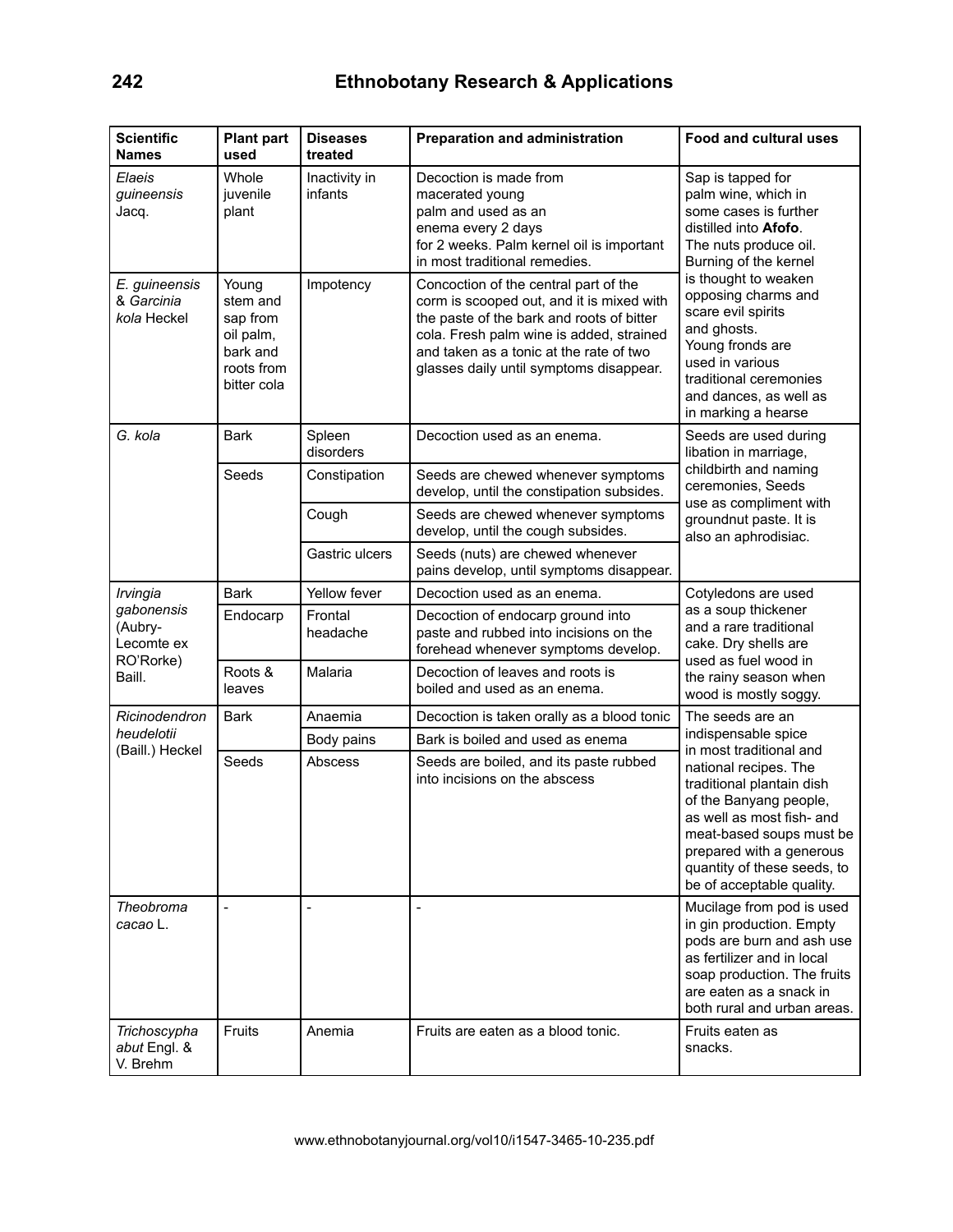| Scientific Names | Plant part used | Diseases treated | Preparation and administration | Food and cultural uses |
|---|---|---|---|---|
| *Elaeis guineensis* Jacq. | Whole juvenile plant | Inactivity in infants | Decoction is made from macerated young palm and used as an enema every 2 days for 2 weeks. Palm kernel oil is important in most traditional remedies. | Sap is tapped for palm wine, which in some cases is further distilled into **Afofo**. The nuts produce oil. Burning of the kernel is thought to weaken opposing charms and scare evil spirits and ghosts. Young fronds are used in various traditional ceremonies and dances, as well as in marking a hearse |
| *E. guineensis* & *Garcinia kola* Heckel | Young stem and sap from oil palm, bark and roots from bitter cola | Impotency | Concoction of the central part of the corm is scooped out, and it is mixed with the paste of the bark and roots of bitter cola. Fresh palm wine is added, strained and taken as a tonic at the rate of two glasses daily until symptoms disappear. | |
| *G. kola* | Bark | Spleen disorders | Decoction used as an enema. | Seeds are used during libation in marriage, childbirth and naming ceremonies, Seeds use as compliment with groundnut paste. It is also an aphrodisiac. |
| | Seeds | Constipation | Seeds are chewed whenever symptoms develop, until the constipation subsides. | |
| | | Cough | Seeds are chewed whenever symptoms develop, until the cough subsides. | |
| | | Gastric ulcers | Seeds (nuts) are chewed whenever pains develop, until symptoms disappear. | |
| *Irvingia gabonensis* (Aubry-Lecomte ex RO'Rorke) Baill. | Bark | Yellow fever | Decoction used as an enema. | Cotyledons are used as a soup thickener and a rare traditional cake. Dry shells are used as fuel wood in the rainy season when wood is mostly soggy. |
| | Endocarp | Frontal headache | Decoction of endocarp ground into paste and rubbed into incisions on the forehead whenever symptoms develop. | |
| | Roots & leaves | Malaria | Decoction of leaves and roots is boiled and used as an enema. | |
| *Ricinodendron heudelotii* (Baill.) Heckel | Bark | Anaemia | Decoction is taken orally as a blood tonic | The seeds are an indispensable spice in most traditional and national recipes. The traditional plantain dish of the Banyang people, as well as most fish- and meat-based soups must be prepared with a generous quantity of these seeds, to be of acceptable quality. |
| | | Body pains | Bark is boiled and used as enema | |
| | Seeds | Abscess | Seeds are boiled, and its paste rubbed into incisions on the abscess | |
| *Theobroma cacao* L. | - | - | - | Mucilage from pod is used in gin production. Empty pods are burn and ash use as fertilizer and in local soap production. The fruits are eaten as a snack in both rural and urban areas. |
| *Trichoscypha abut* Engl. & V. Brehm | Fruits | Anemia | Fruits are eaten as a blood tonic. | Fruits eaten as snacks. |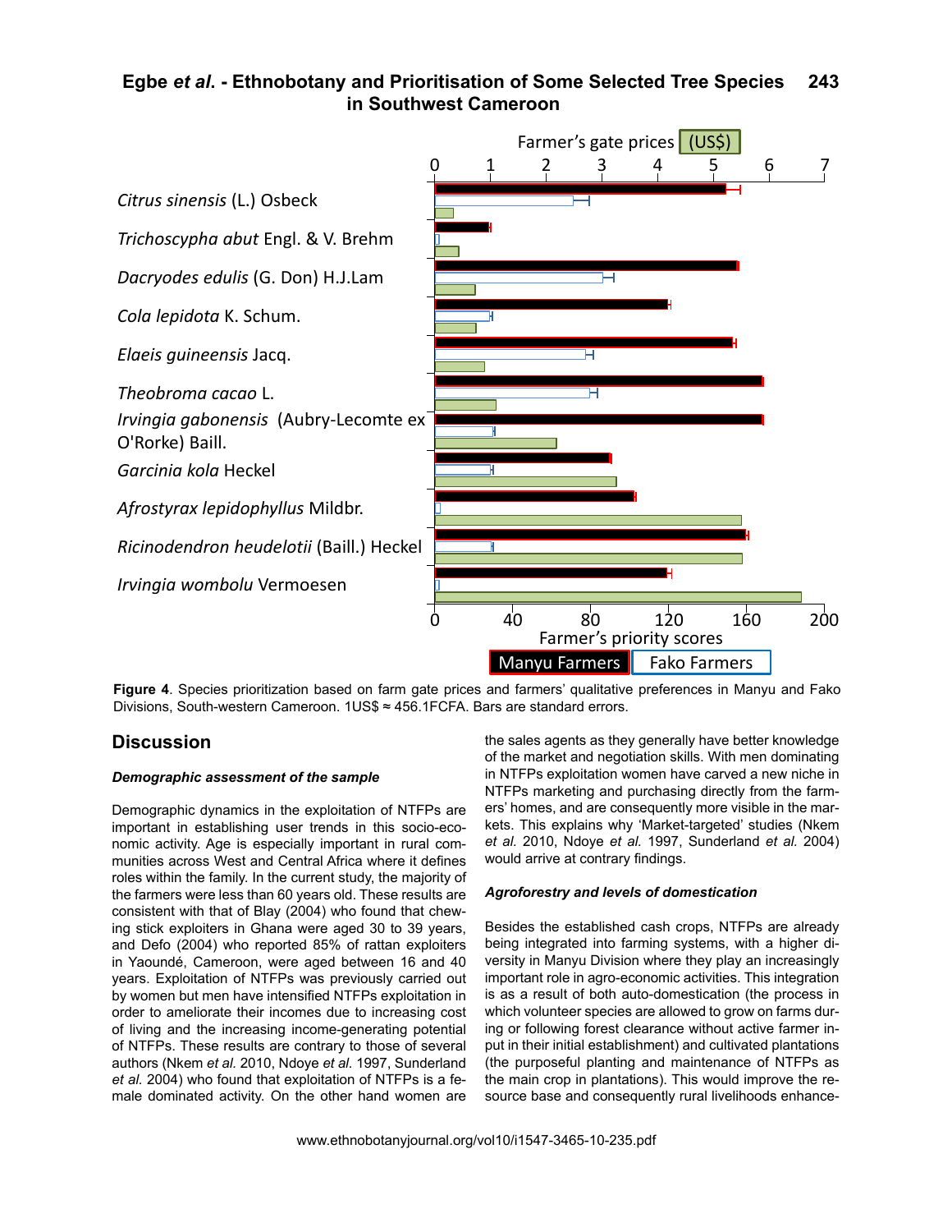Farmer's gate prices (US$)

| Species |
|---|
| *Citrus sinensis* (L.) Osbeck |
| *Trichoscypha abut* Engl. & V. Brehm |
| *Dacryodes edulis* (G. Don) H.J.Lam |
| *Cola lepidota* K. Schum. |
| *Elaeis guineensis* Jacq. |
| *Theobroma cacao* L. |
| *Irvingia gabonensis* (Aubry-Lecomte ex O'Rorke) Baill. |
| *Garcinia kola* Heckel |
| *Afrostyrax lepidophyllus* Mildbr. |
| *Ricinodendron heudelotii* (Baill.) Heckel |
| *Irvingia wombolu* Vermoesen |

Farmer's priority scores

Manyu Farmers | Fako Farmers

**Figure 4**. Species prioritization based on farm gate prices and farmers' qualitative preferences in Manyu and Fako Divisions, South-western Cameroon. 1US$ ≈ 456.1FCFA. Bars are standard errors.

## Discussion

### *Demographic assessment of the sample*

Demographic dynamics in the exploitation of NTFPs are important in establishing user trends in this socio-economic activity. Age is especially important in rural communities across West and Central Africa where it defines roles within the family. In the current study, the majority of the farmers were less than 60 years old. These results are consistent with that of Blay (2004) who found that chewing stick exploiters in Ghana were aged 30 to 39 years, and Defo (2004) who reported 85% of rattan exploiters in Yaoundé, Cameroon, were aged between 16 and 40 years. Exploitation of NTFPs was previously carried out by women but men have intensified NTFPs exploitation in order to ameliorate their incomes due to increasing cost of living and the increasing income-generating potential of NTFPs. These results are contrary to those of several authors (Nkem *et al.* 2010, Ndoye *et al.* 1997, Sunderland *et al.* 2004) who found that exploitation of NTFPs is a female dominated activity. On the other hand women are the sales agents as they generally have better knowledge of the market and negotiation skills. With men dominating in NTFPs exploitation women have carved a new niche in NTFPs marketing and purchasing directly from the farmers' homes, and are consequently more visible in the markets. This explains why 'Market-targeted' studies (Nkem *et al.* 2010, Ndoye *et al.* 1997, Sunderland *et al.* 2004) would arrive at contrary findings.

### *Agroforestry and levels of domestication*

Besides the established cash crops, NTFPs are already being integrated into farming systems, with a higher diversity in Manyu Division where they play an increasingly important role in agro-economic activities. This integration is as a result of both auto-domestication (the process in which volunteer species are allowed to grow on farms during or following forest clearance without active farmer input in their initial establishment) and cultivated plantations (the purposeful planting and maintenance of NTFPs as the main crop in plantations). This would improve the resource base and consequently rural livelihoods enhance-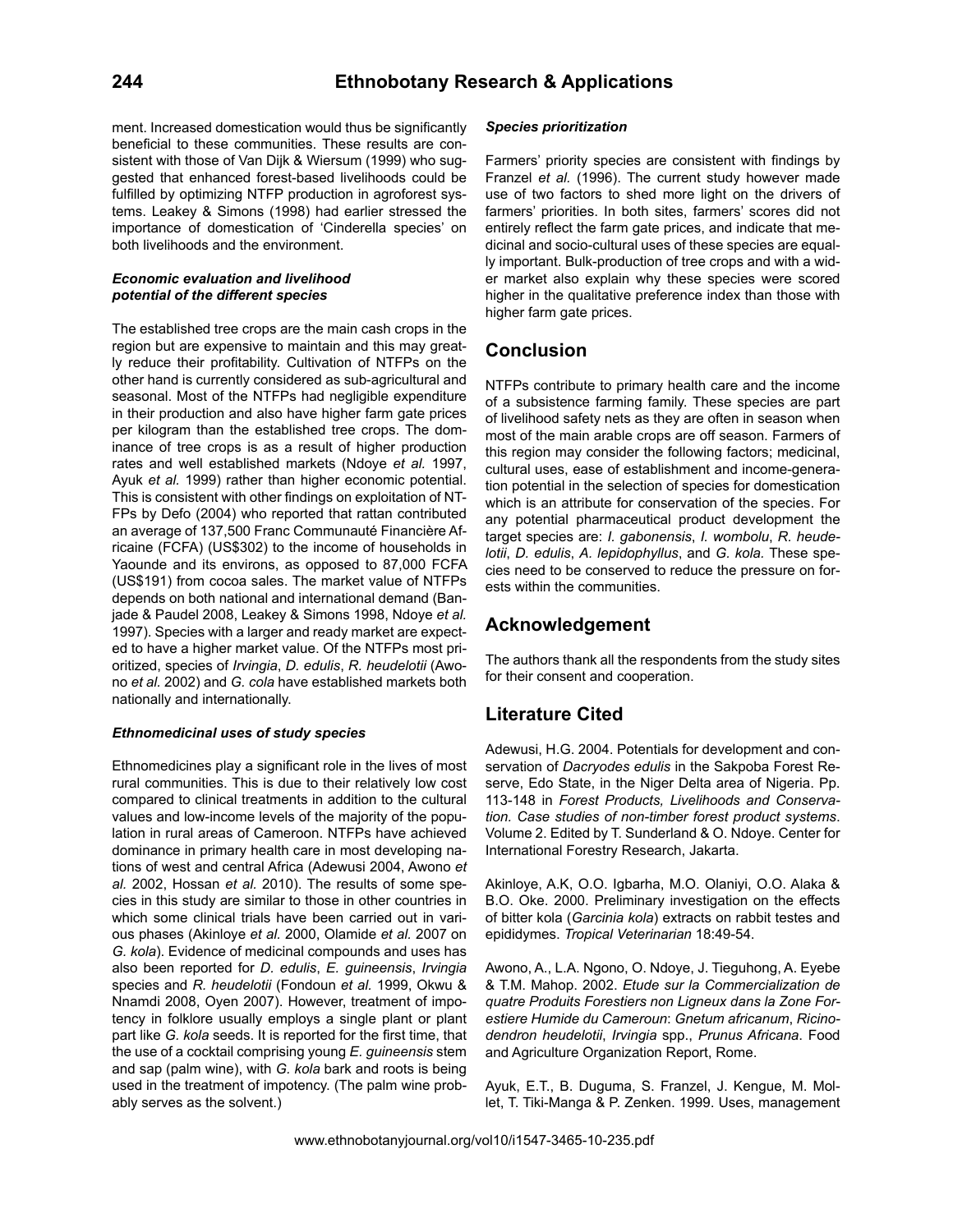ment. Increased domestication would thus be significantly beneficial to these communities. These results are consistent with those of Van Dijk & Wiersum (1999) who suggested that enhanced forest-based livelihoods could be fulfilled by optimizing NTFP production in agroforest systems. Leakey & Simons (1998) had earlier stressed the importance of domestication of 'Cinderella species' on both livelihoods and the environment.

***Economic evaluation and livelihood potential of the different species***

The established tree crops are the main cash crops in the region but are expensive to maintain and this may greatly reduce their profitability. Cultivation of NTFPs on the other hand is currently considered as sub-agricultural and seasonal. Most of the NTFPs had negligible expenditure in their production and also have higher farm gate prices per kilogram than the established tree crops. The dominance of tree crops is as a result of higher production rates and well established markets (Ndoye *et al.* 1997, Ayuk *et al.* 1999) rather than higher economic potential. This is consistent with other findings on exploitation of NTFPs by Defo (2004) who reported that rattan contributed an average of 137,500 Franc Communauté Financière Africaine (FCFA) (US$302) to the income of households in Yaounde and its environs, as opposed to 87,000 FCFA (US$191) from cocoa sales. The market value of NTFPs depends on both national and international demand (Banjade & Paudel 2008, Leakey & Simons 1998, Ndoye *et al.* 1997). Species with a larger and ready market are expected to have a higher market value. Of the NTFPs most prioritized, species of *Irvingia*, *D. edulis*, *R. heudelotii* (Awono *et al.* 2002) and *G. cola* have established markets both nationally and internationally.

***Ethnomedicinal uses of study species***

Ethnomedicines play a significant role in the lives of most rural communities. This is due to their relatively low cost compared to clinical treatments in addition to the cultural values and low-income levels of the majority of the population in rural areas of Cameroon. NTFPs have achieved dominance in primary health care in most developing nations of west and central Africa (Adewusi 2004, Awono *et al.* 2002, Hossan *et al.* 2010). The results of some species in this study are similar to those in other countries in which some clinical trials have been carried out in various phases (Akinloye *et al.* 2000, Olamide *et al.* 2007 on *G. kola*). Evidence of medicinal compounds and uses has also been reported for *D. edulis*, *E. guineensis*, *Irvingia* species and *R. heudelotii* (Fondoun *et al.* 1999, Okwu & Nnamdi 2008, Oyen 2007). However, treatment of impotency in folklore usually employs a single plant or plant part like *G. kola* seeds. It is reported for the first time, that the use of a cocktail comprising young *E. guineensis* stem and sap (palm wine), with *G. kola* bark and roots is being used in the treatment of impotency. (The palm wine probably serves as the solvent.)

***Species prioritization***

Farmers' priority species are consistent with findings by Franzel *et al.* (1996). The current study however made use of two factors to shed more light on the drivers of farmers' priorities. In both sites, farmers' scores did not entirely reflect the farm gate prices, and indicate that medicinal and socio-cultural uses of these species are equally important. Bulk-production of tree crops and with a wider market also explain why these species were scored higher in the qualitative preference index than those with higher farm gate prices.

## Conclusion

NTFPs contribute to primary health care and the income of a subsistence farming family. These species are part of livelihood safety nets as they are often in season when most of the main arable crops are off season. Farmers of this region may consider the following factors; medicinal, cultural uses, ease of establishment and income-generation potential in the selection of species for domestication which is an attribute for conservation of the species. For any potential pharmaceutical product development the target species are: *I. gabonensis*, *I. wombolu*, *R. heudelotii*, *D. edulis*, *A. lepidophyllus*, and *G. kola*. These species need to be conserved to reduce the pressure on forests within the communities.

## Acknowledgement

The authors thank all the respondents from the study sites for their consent and cooperation.

## Literature Cited

Adewusi, H.G. 2004. Potentials for development and conservation of *Dacryodes edulis* in the Sakpoba Forest Reserve, Edo State, in the Niger Delta area of Nigeria. Pp. 113-148 in *Forest Products, Livelihoods and Conservation. Case studies of non-timber forest product systems*. Volume 2. Edited by T. Sunderland & O. Ndoye. Center for International Forestry Research, Jakarta.

Akinloye, A.K, O.O. Igbarha, M.O. Olaniyi, O.O. Alaka & B.O. Oke. 2000. Preliminary investigation on the effects of bitter kola (*Garcinia kola*) extracts on rabbit testes and epididymes. *Tropical Veterinarian* 18:49-54.

Awono, A., L.A. Ngono, O. Ndoye, J. Tieguhong, A. Eyebe & T.M. Mahop. 2002. *Etude sur la Commercialization de quatre Produits Forestiers non Ligneux dans la Zone Forestiere Humide du Cameroun*: *Gnetum africanum*, *Ricinodendron heudelotii*, *Irvingia* spp., *Prunus Africana*. Food and Agriculture Organization Report, Rome.

Ayuk, E.T., B. Duguma, S. Franzel, J. Kengue, M. Mollet, T. Tiki-Manga & P. Zenken. 1999. Uses, management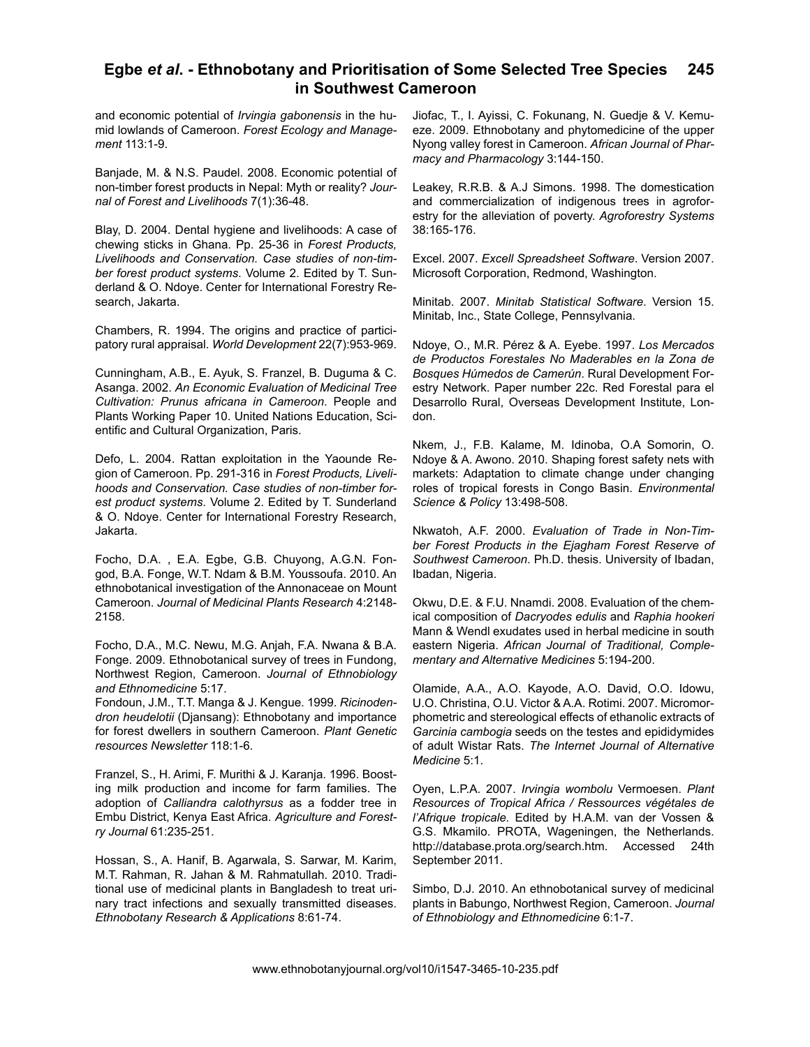and economic potential of *Irvingia gabonensis* in the humid lowlands of Cameroon. *Forest Ecology and Management* 113:1-9.

Banjade, M. & N.S. Paudel. 2008. Economic potential of non-timber forest products in Nepal: Myth or reality? *Journal of Forest and Livelihoods* 7(1):36-48.

Blay, D. 2004. Dental hygiene and livelihoods: A case of chewing sticks in Ghana. Pp. 25-36 in *Forest Products, Livelihoods and Conservation. Case studies of non-timber forest product systems*. Volume 2. Edited by T. Sunderland & O. Ndoye. Center for International Forestry Research, Jakarta.

Chambers, R. 1994. The origins and practice of participatory rural appraisal. *World Development* 22(7):953-969.

Cunningham, A.B., E. Ayuk, S. Franzel, B. Duguma & C. Asanga. 2002. *An Economic Evaluation of Medicinal Tree Cultivation: Prunus africana in Cameroon*. People and Plants Working Paper 10. United Nations Education, Scientific and Cultural Organization, Paris.

Defo, L. 2004. Rattan exploitation in the Yaounde Region of Cameroon. Pp. 291-316 in *Forest Products, Livelihoods and Conservation. Case studies of non-timber forest product systems*. Volume 2. Edited by T. Sunderland & O. Ndoye. Center for International Forestry Research, Jakarta.

Focho, D.A. , E.A. Egbe, G.B. Chuyong, A.G.N. Fongod, B.A. Fonge, W.T. Ndam & B.M. Youssoufa. 2010. An ethnobotanical investigation of the Annonaceae on Mount Cameroon. *Journal of Medicinal Plants Research* 4:2148-2158.

Focho, D.A., M.C. Newu, M.G. Anjah, F.A. Nwana & B.A. Fonge. 2009. Ethnobotanical survey of trees in Fundong, Northwest Region, Cameroon. *Journal of Ethnobiology and Ethnomedicine* 5:17.

Fondoun, J.M., T.T. Manga & J. Kengue. 1999. *Ricinodendron heudelotii* (Djansang): Ethnobotany and importance for forest dwellers in southern Cameroon. *Plant Genetic resources Newsletter* 118:1-6.

Franzel, S., H. Arimi, F. Murithi & J. Karanja. 1996. Boosting milk production and income for farm families. The adoption of *Calliandra calothyrsus* as a fodder tree in Embu District, Kenya East Africa. *Agriculture and Forestry Journal* 61:235-251.

Hossan, S., A. Hanif, B. Agarwala, S. Sarwar, M. Karim, M.T. Rahman, R. Jahan & M. Rahmatullah. 2010. Traditional use of medicinal plants in Bangladesh to treat urinary tract infections and sexually transmitted diseases. *Ethnobotany Research & Applications* 8:61-74.

Jiofac, T., I. Ayissi, C. Fokunang, N. Guedje & V. Kemueze. 2009. Ethnobotany and phytomedicine of the upper Nyong valley forest in Cameroon. *African Journal of Pharmacy and Pharmacology* 3:144-150.

Leakey, R.R.B. & A.J Simons. 1998. The domestication and commercialization of indigenous trees in agroforestry for the alleviation of poverty. *Agroforestry Systems* 38:165-176.

Excel. 2007. *Excell Spreadsheet Software*. Version 2007. Microsoft Corporation, Redmond, Washington.

Minitab. 2007. *Minitab Statistical Software*. Version 15. Minitab, Inc., State College, Pennsylvania.

Ndoye, O., M.R. Pérez & A. Eyebe. 1997. *Los Mercados de Productos Forestales No Maderables en la Zona de Bosques Húmedos de Camerún*. Rural Development Forestry Network. Paper number 22c. Red Forestal para el Desarrollo Rural, Overseas Development Institute, London.

Nkem, J., F.B. Kalame, M. Idinoba, O.A Somorin, O. Ndoye & A. Awono. 2010. Shaping forest safety nets with markets: Adaptation to climate change under changing roles of tropical forests in Congo Basin. *Environmental Science & Policy* 13:498-508.

Nkwatoh, A.F. 2000. *Evaluation of Trade in Non-Timber Forest Products in the Ejagham Forest Reserve of Southwest Cameroon*. Ph.D. thesis. University of Ibadan, Ibadan, Nigeria.

Okwu, D.E. & F.U. Nnamdi. 2008. Evaluation of the chemical composition of *Dacryodes edulis* and *Raphia hookeri* Mann & Wendl exudates used in herbal medicine in south eastern Nigeria. *African Journal of Traditional, Complementary and Alternative Medicines* 5:194-200.

Olamide, A.A., A.O. Kayode, A.O. David, O.O. Idowu, U.O. Christina, O.U. Victor & A.A. Rotimi. 2007. Micromorphometric and stereological effects of ethanolic extracts of *Garcinia cambogia* seeds on the testes and epididymides of adult Wistar Rats. *The Internet Journal of Alternative Medicine* 5:1.

Oyen, L.P.A. 2007. *Irvingia wombolu* Vermoesen. *Plant Resources of Tropical Africa / Ressources végétales de l'Afrique tropicale*. Edited by H.A.M. van der Vossen & G.S. Mkamilo. PROTA, Wageningen, the Netherlands. http://database.prota.org/search.htm. Accessed 24th September 2011.

Simbo, D.J. 2010. An ethnobotanical survey of medicinal plants in Babungo, Northwest Region, Cameroon. *Journal of Ethnobiology and Ethnomedicine* 6:1-7.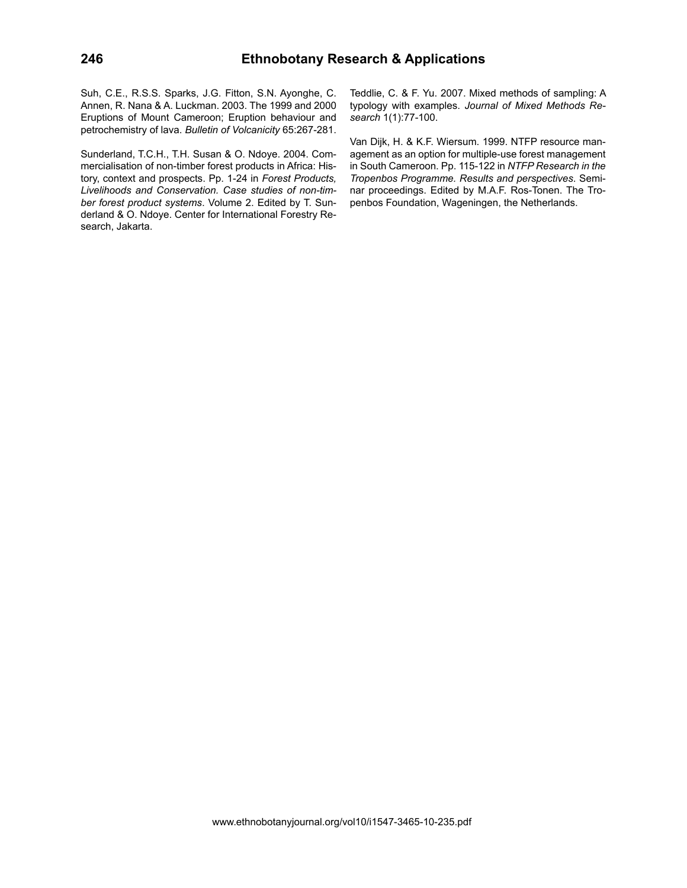Suh, C.E., R.S.S. Sparks, J.G. Fitton, S.N. Ayonghe, C. Annen, R. Nana & A. Luckman. 2003. The 1999 and 2000 Eruptions of Mount Cameroon; Eruption behaviour and petrochemistry of lava. *Bulletin of Volcanicity* 65:267-281.

Sunderland, T.C.H., T.H. Susan & O. Ndoye. 2004. Commercialisation of non-timber forest products in Africa: History, context and prospects. Pp. 1-24 in *Forest Products, Livelihoods and Conservation. Case studies of non-timber forest product systems*. Volume 2. Edited by T. Sunderland & O. Ndoye. Center for International Forestry Research, Jakarta.

Teddlie, C. & F. Yu. 2007. Mixed methods of sampling: A typology with examples. *Journal of Mixed Methods Research* 1(1):77-100.

Van Dijk, H. & K.F. Wiersum. 1999. NTFP resource management as an option for multiple-use forest management in South Cameroon. Pp. 115-122 in *NTFP Research in the Tropenbos Programme. Results and perspectives*. Seminar proceedings. Edited by M.A.F. Ros-Tonen. The Tropenbos Foundation, Wageningen, the Netherlands.